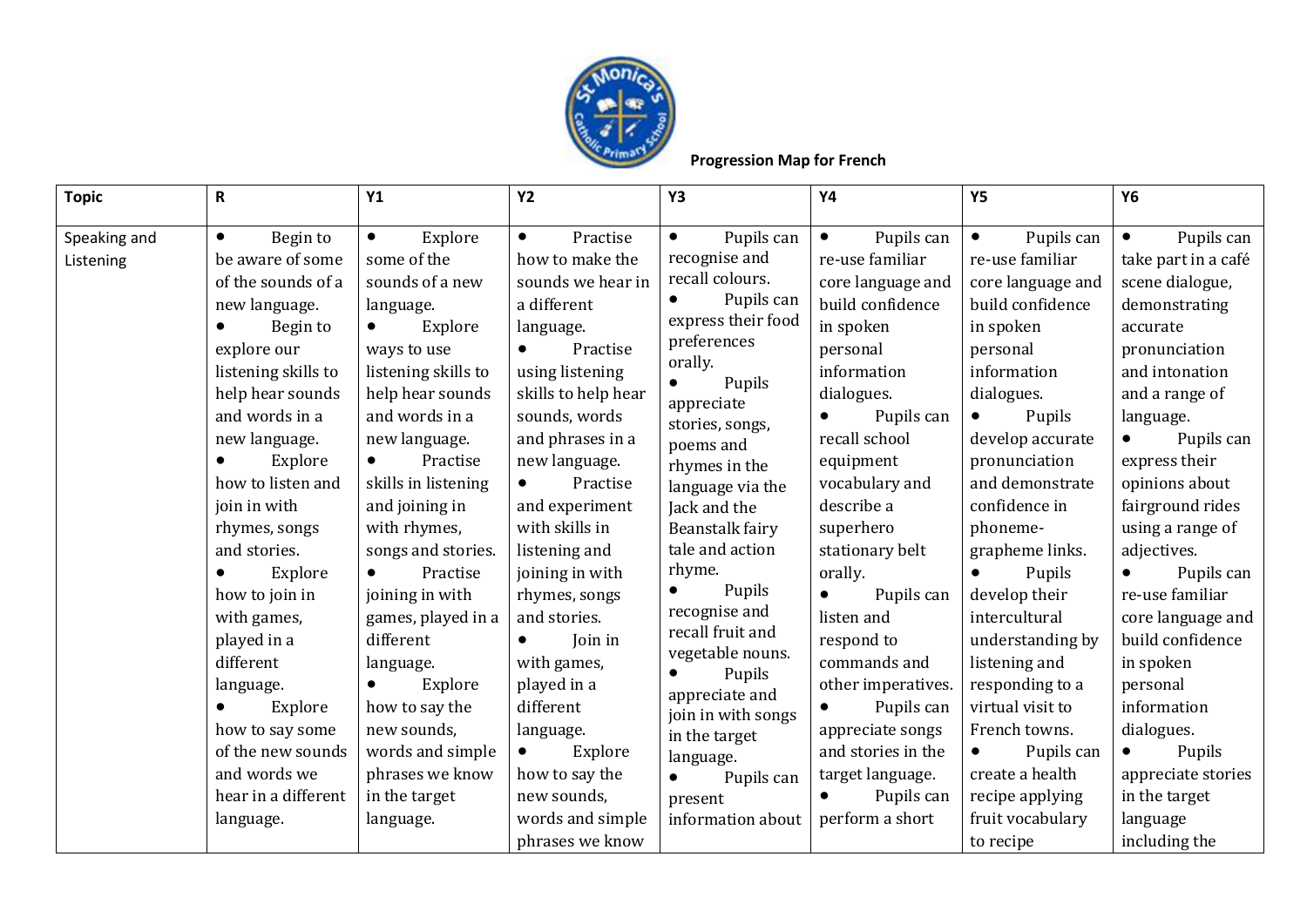**Progression Map for French**

| Topic | R | Y1 | Y2 | Y3 | Y4 | Y5 | Y6 |
|---|---|---|---|---|---|---|---|
| Speaking and Listening | • Begin to be aware of some of the sounds of a new language. <br> • Begin to explore our listening skills to help hear sounds and words in a new language. <br> • Explore how to listen and join in with rhymes, songs and stories. <br> • Explore how to join in with games, played in a different language. <br> • Explore how to say some of the new sounds and words we hear in a different language. | • Explore some of the sounds of a new language. <br> • Explore ways to use listening skills to help hear sounds and words in a new language. <br> • Practise skills in listening and joining in with rhymes, songs and stories. <br> • Practise joining in with games, played in a different language. <br> • Explore how to say the new sounds, words and simple phrases we know in the target language. | • Practise how to make the sounds we hear in a different language. <br> • Practise using listening skills to help hear sounds, words and phrases in a new language. <br> • Practise and experiment with skills in listening and joining in with rhymes, songs and stories. <br> • Join in with games, played in a different language. <br> • Explore how to say the new sounds, words and simple phrases we know | • Pupils can recognise and recall colours. <br> • Pupils can express their food preferences orally. <br> • Pupils appreciate stories, songs, poems and rhymes in the language via the Jack and the Beanstalk fairy tale and action rhyme. <br> • Pupils recognise and recall fruit and vegetable nouns. <br> • Pupils appreciate and join in with songs in the target language. <br> • Pupils can present information about | • Pupils can re-use familiar core language and build confidence in spoken personal information dialogues. <br> • Pupils can recall school equipment vocabulary and describe a superhero stationary belt orally. <br> • Pupils can listen and respond to commands and other imperatives. <br> • Pupils can appreciate songs and stories in the target language. <br> • Pupils can perform a short | • Pupils can re-use familiar core language and build confidence in spoken personal information dialogues. <br> • Pupils develop accurate pronunciation and demonstrate confidence in phoneme-grapheme links. <br> • Pupils develop their intercultural understanding by listening and responding to a virtual visit to French towns. <br> • Pupils can create a health recipe applying fruit vocabulary to recipe | • Pupils can take part in a café scene dialogue, demonstrating accurate pronunciation and intonation and a range of language. <br> • Pupils can express their opinions about fairground rides using a range of adjectives. <br> • Pupils can re-use familiar core language and build confidence in spoken personal information dialogues. <br> • Pupils appreciate stories in the target language including the |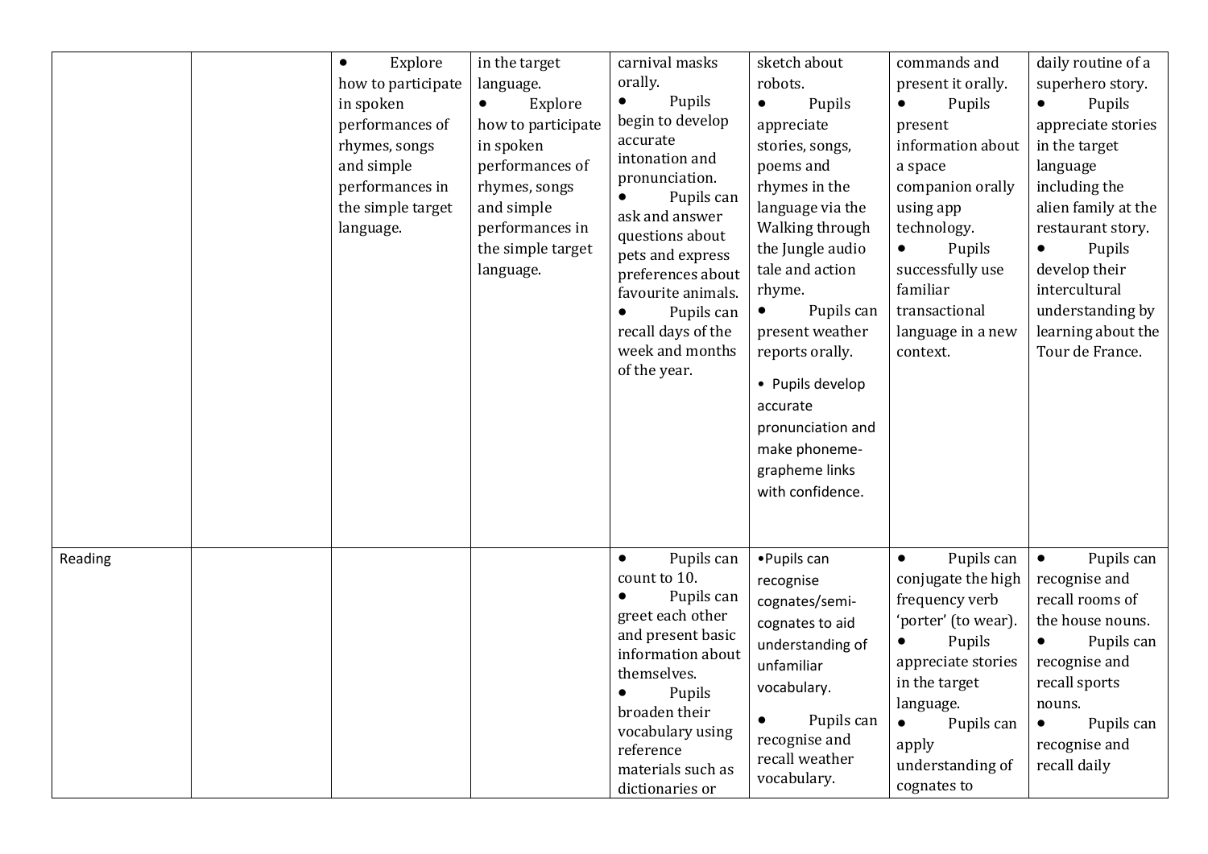| | | | | | | | |
|---|---|---|---|---|---|---|---|
| | | • Explore how to participate in spoken performances of rhymes, songs and simple performances in the simple target language. | in the target language. • Explore how to participate in spoken performances of rhymes, songs and simple performances in the simple target language. | carnival masks orally. • Pupils begin to develop accurate intonation and pronunciation. • Pupils can ask and answer questions about pets and express preferences about favourite animals. • Pupils can recall days of the week and months of the year. | sketch about robots. • Pupils appreciate stories, songs, poems and rhymes in the language via the Walking through the Jungle audio tale and action rhyme. • Pupils can present weather reports orally. • Pupils develop accurate pronunciation and make phoneme-grapheme links with confidence. | commands and present it orally. • Pupils present information about a space companion orally using app technology. • Pupils successfully use familiar transactional language in a new context. | daily routine of a superhero story. • Pupils appreciate stories in the target language including the alien family at the restaurant story. • Pupils develop their intercultural understanding by learning about the Tour de France. |
| Reading | | | | • Pupils can count to 10. • Pupils can greet each other and present basic information about themselves. • Pupils broaden their vocabulary using reference materials such as dictionaries or | •Pupils can recognise cognates/semi-cognates to aid understanding of unfamiliar vocabulary. • Pupils can recognise and recall weather vocabulary. | • Pupils can conjugate the high frequency verb 'porter' (to wear). • Pupils appreciate stories in the target language. • Pupils can apply understanding of cognates to | • Pupils can recognise and recall rooms of the house nouns. • Pupils can recognise and recall sports nouns. • Pupils can recognise and recall daily |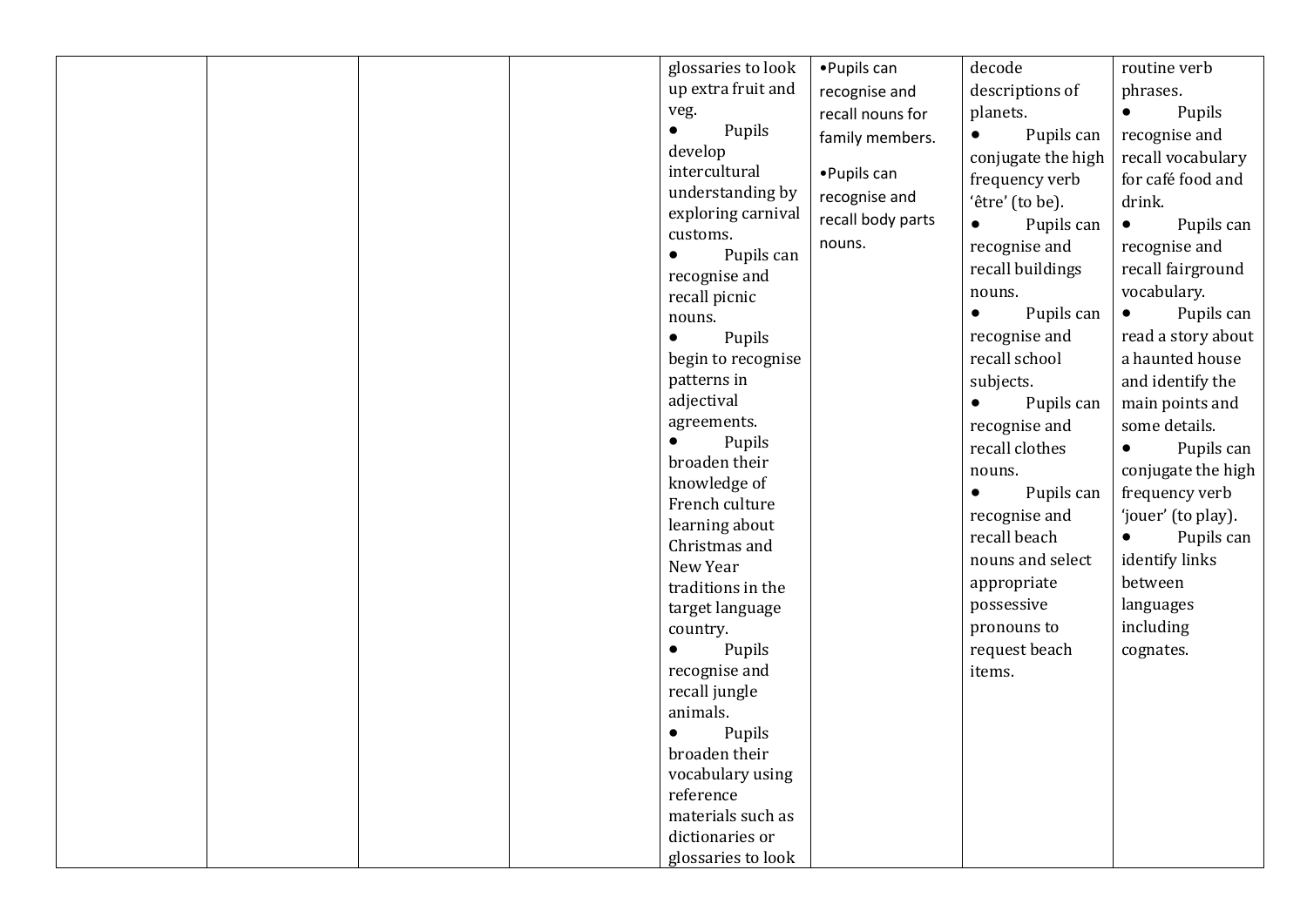|  |  |  |  | glossaries to look up extra fruit and veg.<br>● Pupils develop intercultural understanding by exploring carnival customs.<br>● Pupils can recognise and recall picnic nouns.<br>● Pupils begin to recognise patterns in adjectival agreements.<br>● Pupils broaden their knowledge of French culture learning about Christmas and New Year traditions in the target language country.<br>● Pupils recognise and recall jungle animals.<br>● Pupils broaden their vocabulary using reference materials such as dictionaries or glossaries to look | •Pupils can recognise and recall nouns for family members.<br>•Pupils can recognise and recall body parts nouns. | decode descriptions of planets.<br>● Pupils can conjugate the high frequency verb 'être' (to be).<br>● Pupils can recognise and recall buildings nouns.<br>● Pupils can recognise and recall school subjects.<br>● Pupils can recognise and recall clothes nouns.<br>● Pupils can recognise and recall beach nouns and select appropriate possessive pronouns to request beach items. | routine verb phrases.<br>● Pupils recognise and recall vocabulary for café food and drink.<br>● Pupils can recognise and recall fairground vocabulary.<br>● Pupils can read a story about a haunted house and identify the main points and some details.<br>● Pupils can conjugate the high frequency verb 'jouer' (to play).<br>● Pupils can identify links between languages including cognates. |
|---|---|---|---|---|---|---|---|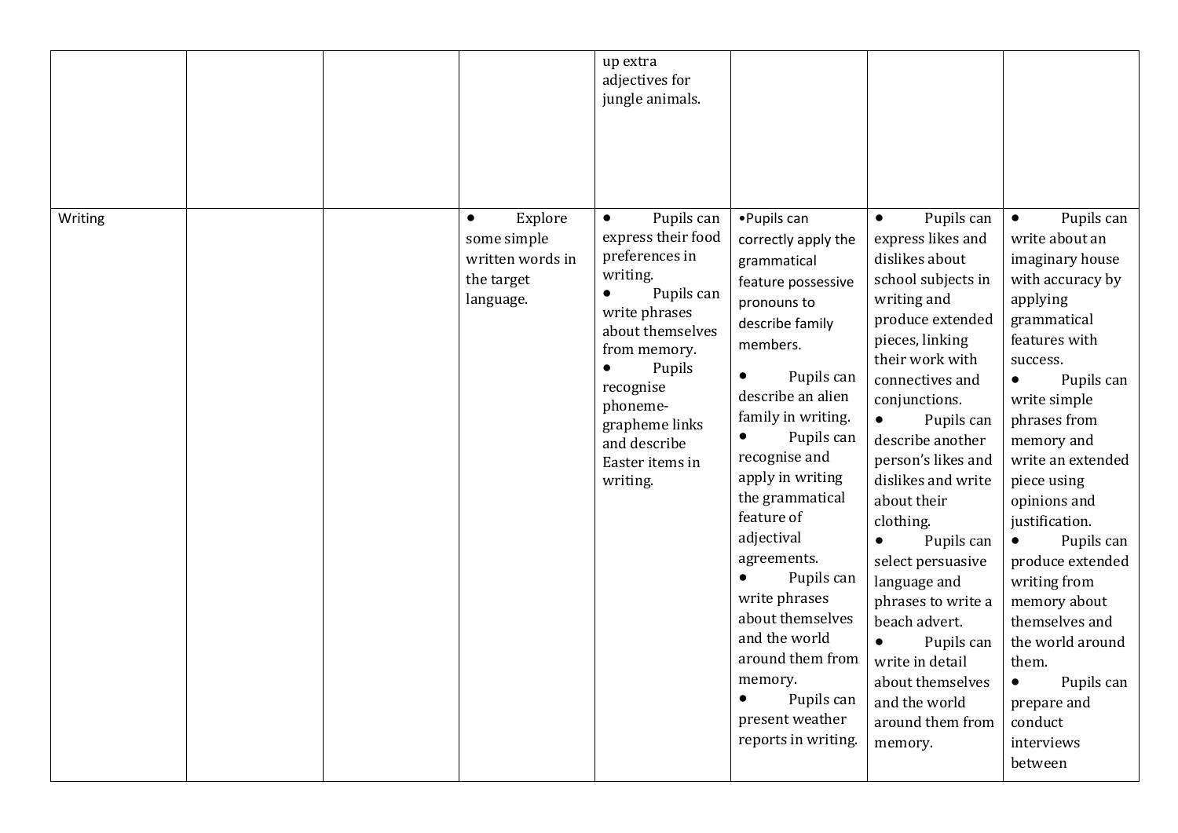|  |  |  |  |  |  |  |  |
|---|---|---|---|---|---|---|---|
|  |  |  |  | up extra adjectives for jungle animals. |  |  |  |
| Writing |  |  | • Explore some simple written words in the target language. | • Pupils can express their food preferences in writing.<br>• Pupils can write phrases about themselves from memory.<br>• Pupils recognise phoneme-grapheme links and describe Easter items in writing. | •Pupils can correctly apply the grammatical feature possessive pronouns to describe family members.<br>• Pupils can describe an alien family in writing.<br>• Pupils can recognise and apply in writing the grammatical feature of adjectival agreements.<br>• Pupils can write phrases about themselves and the world around them from memory.<br>• Pupils can present weather reports in writing. | • Pupils can express likes and dislikes about school subjects in writing and produce extended pieces, linking their work with connectives and conjunctions.<br>• Pupils can describe another person's likes and dislikes and write about their clothing.<br>• Pupils can select persuasive language and phrases to write a beach advert.<br>• Pupils can write in detail about themselves and the world around them from memory. | • Pupils can write about an imaginary house with accuracy by applying grammatical features with success.<br>• Pupils can write simple phrases from memory and write an extended piece using opinions and justification.<br>• Pupils can produce extended writing from memory about themselves and the world around them.<br>• Pupils can prepare and conduct interviews between |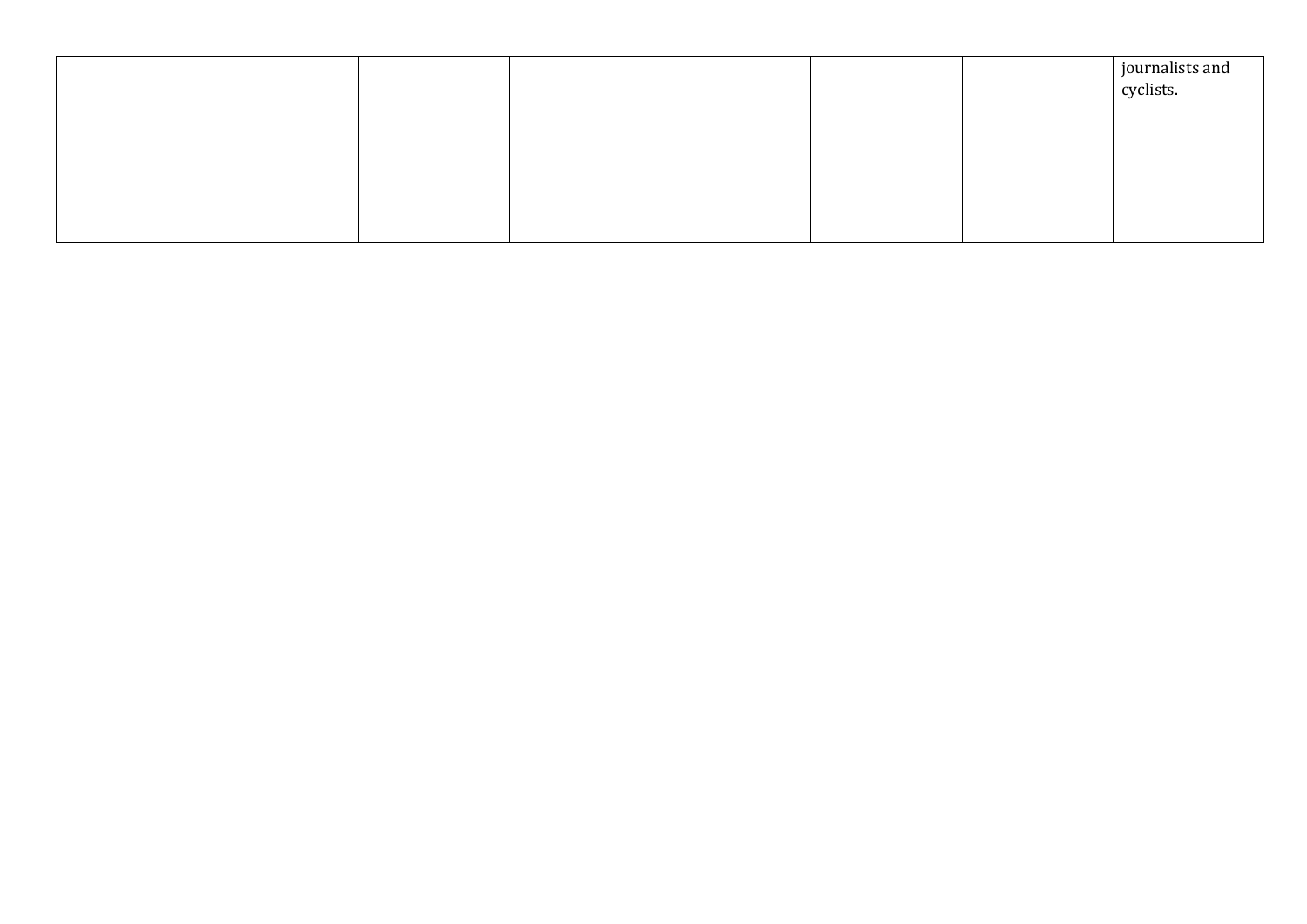| | | | | | | | |
|---|---|---|---|---|---|---|---|
| | | | | | | | journalists and cyclists. |